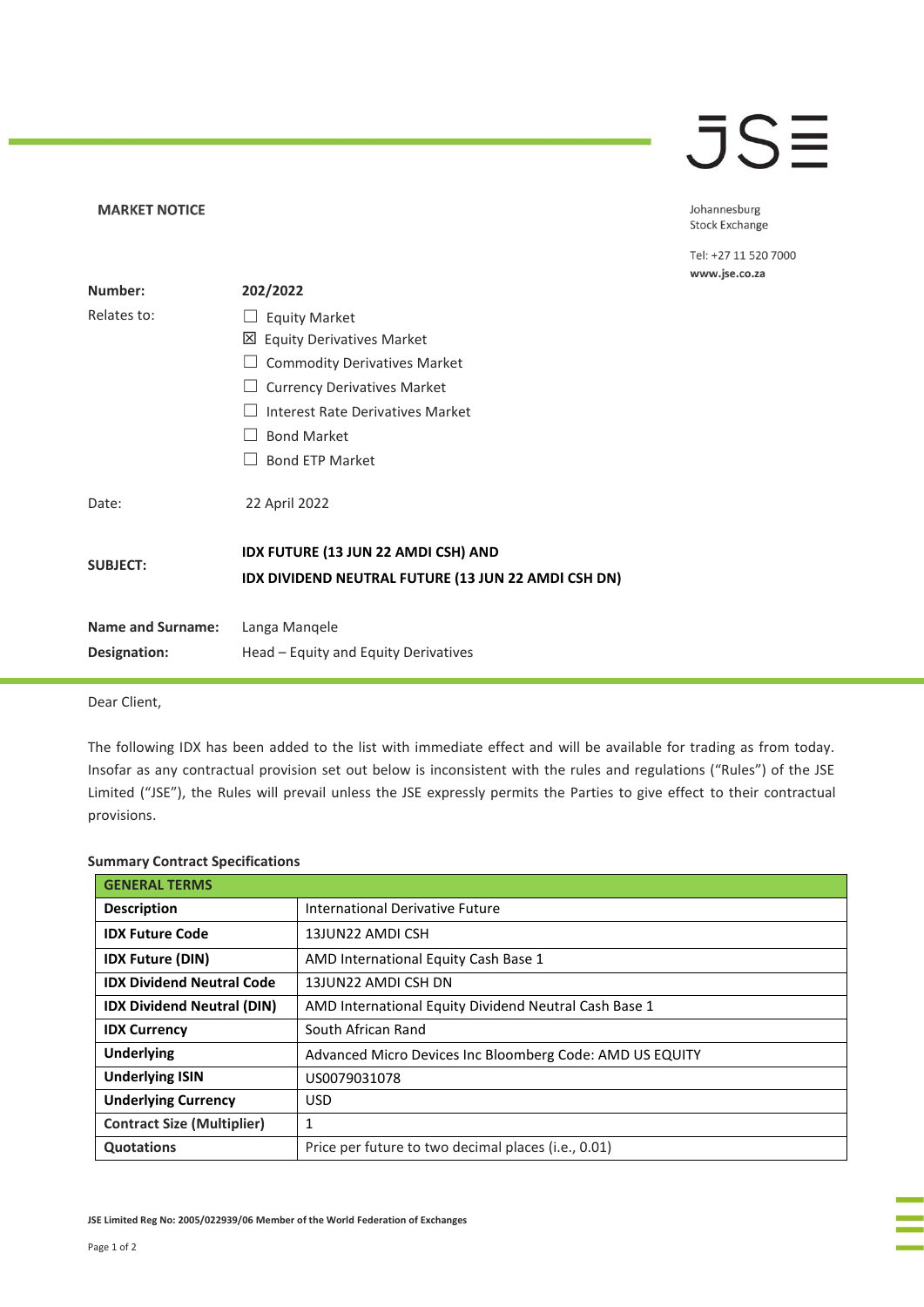**MARKET NOTICE**

Johannesburg Stock Exchange

Tel: +27 11 520 7000
www.jse.co.za

| | |
|---|---|
| **Number:** | **202/2022** |
| Relates to: | ☐ Equity Market<br>☒ Equity Derivatives Market<br>☐ Commodity Derivatives Market<br>☐ Currency Derivatives Market<br>☐ Interest Rate Derivatives Market<br>☐ Bond Market<br>☐ Bond ETP Market |
| Date: | 22 April 2022 |
| **SUBJECT:** | **IDX FUTURE (13 JUN 22 AMDI CSH) AND IDX DIVIDEND NEUTRAL FUTURE (13 JUN 22 AMDI CSH DN)** |
| **Name and Surname:** | Langa Manqele |
| **Designation:** | Head – Equity and Equity Derivatives |

Dear Client,

The following IDX has been added to the list with immediate effect and will be available for trading as from today. Insofar as any contractual provision set out below is inconsistent with the rules and regulations ("Rules") of the JSE Limited ("JSE"), the Rules will prevail unless the JSE expressly permits the Parties to give effect to their contractual provisions.

**Summary Contract Specifications**

| **GENERAL TERMS** | |
|---|---|
| **Description** | International Derivative Future |
| **IDX Future Code** | 13JUN22 AMDI CSH |
| **IDX Future (DIN)** | AMD International Equity Cash Base 1 |
| **IDX Dividend Neutral Code** | 13JUN22 AMDI CSH DN |
| **IDX Dividend Neutral (DIN)** | AMD International Equity Dividend Neutral Cash Base 1 |
| **IDX Currency** | South African Rand |
| **Underlying** | Advanced Micro Devices Inc Bloomberg Code: AMD US EQUITY |
| **Underlying ISIN** | US0079031078 |
| **Underlying Currency** | USD |
| **Contract Size (Multiplier)** | 1 |
| **Quotations** | Price per future to two decimal places (i.e., 0.01) |

**JSE Limited Reg No: 2005/022939/06 Member of the World Federation of Exchanges**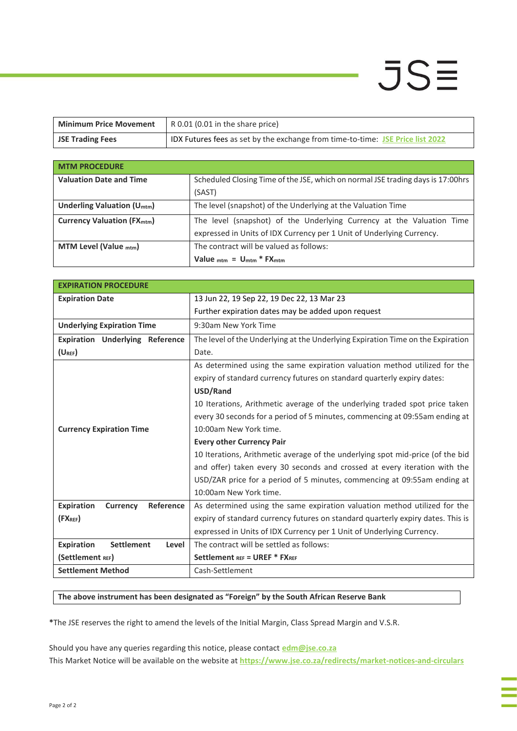| | |
|---|---|
| **Minimum Price Movement** | R 0.01 (0.01 in the share price) |
| **JSE Trading Fees** | IDX Futures fees as set by the exchange from time-to-time: **JSE Price list 2022** |

| **MTM PROCEDURE** | |
|---|---|
| **Valuation Date and Time** | Scheduled Closing Time of the JSE, which on normal JSE trading days is 17:00hrs (SAST) |
| **Underling Valuation ($U_{mtm}$)** | The level (snapshot) of the Underlying at the Valuation Time |
| **Currency Valuation ($FX_{mtm}$)** | The level (snapshot) of the Underlying Currency at the Valuation Time expressed in Units of IDX Currency per 1 Unit of Underlying Currency. |
| **MTM Level (Value $_{mtm}$)** | The contract will be valued as follows: **$Value_{mtm} = U_{mtm} * FX_{mtm}$** |

| **EXPIRATION PROCEDURE** | |
|---|---|
| **Expiration Date** | 13 Jun 22, 19 Sep 22, 19 Dec 22, 13 Mar 23<br>Further expiration dates may be added upon request |
| **Underlying Expiration Time** | 9:30am New York Time |
| **Expiration Underlying Reference ($U_{REF}$)** | The level of the Underlying at the Underlying Expiration Time on the Expiration Date. |
| **Currency Expiration Time** | As determined using the same expiration valuation method utilized for the expiry of standard currency futures on standard quarterly expiry dates:<br>**USD/Rand**<br>10 Iterations, Arithmetic average of the underlying traded spot price taken every 30 seconds for a period of 5 minutes, commencing at 09:55am ending at 10:00am New York time.<br>**Every other Currency Pair**<br>10 Iterations, Arithmetic average of the underlying spot mid-price (of the bid and offer) taken every 30 seconds and crossed at every iteration with the USD/ZAR price for a period of 5 minutes, commencing at 09:55am ending at 10:00am New York time. |
| **Expiration Currency Reference ($FX_{REF}$)** | As determined using the same expiration valuation method utilized for the expiry of standard currency futures on standard quarterly expiry dates. This is expressed in Units of IDX Currency per 1 Unit of Underlying Currency. |
| **Expiration Settlement Level (Settlement $_{REF}$)** | The contract will be settled as follows:<br>**$Settlement_{REF} = UREF * FX_{REF}$** |
| **Settlement Method** | Cash-Settlement |

**The above instrument has been designated as "Foreign" by the South African Reserve Bank**

*The JSE reserves the right to amend the levels of the Initial Margin, Class Spread Margin and V.S.R.

Should you have any queries regarding this notice, please contact **edm@jse.co.za**

This Market Notice will be available on the website at **https://www.jse.co.za/redirects/market-notices-and-circulars**